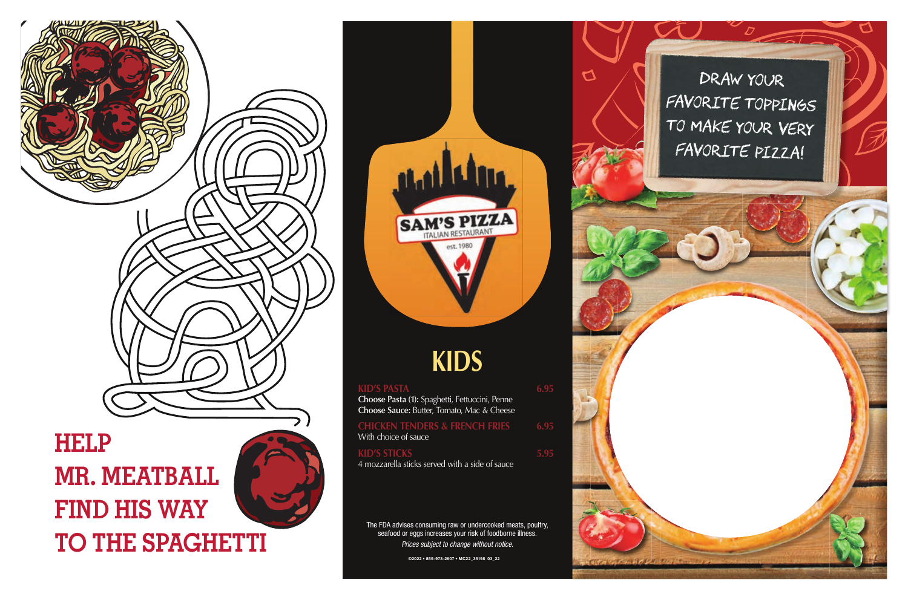# HELP MR. MEATBALL FIND HIS WAY TO THE SPAGHETTI

SAM'S PIZZA
ITALIAN RESTAURANT
est. 1980

# KIDS

**KID'S PASTA** 6.95
**Choose Pasta (1):** Spaghetti, Fettuccini, Penne
**Choose Sauce:** Butter, Tomato, Mac & Cheese

**CHICKEN TENDERS & FRENCH FRIES** 6.95
With choice of sauce

**KID'S STICKS** 5.95
4 mozzarella sticks served with a side of sauce

The FDA advises consuming raw or undercooked meats, poultry, seafood or eggs increases your risk of foodborne illness.
*Prices subject to change without notice.*

©2022 • 855-973-2607 • MC22_35198 03_22

DRAW YOUR FAVORITE TOPPINGS TO MAKE YOUR VERY FAVORITE PIZZA!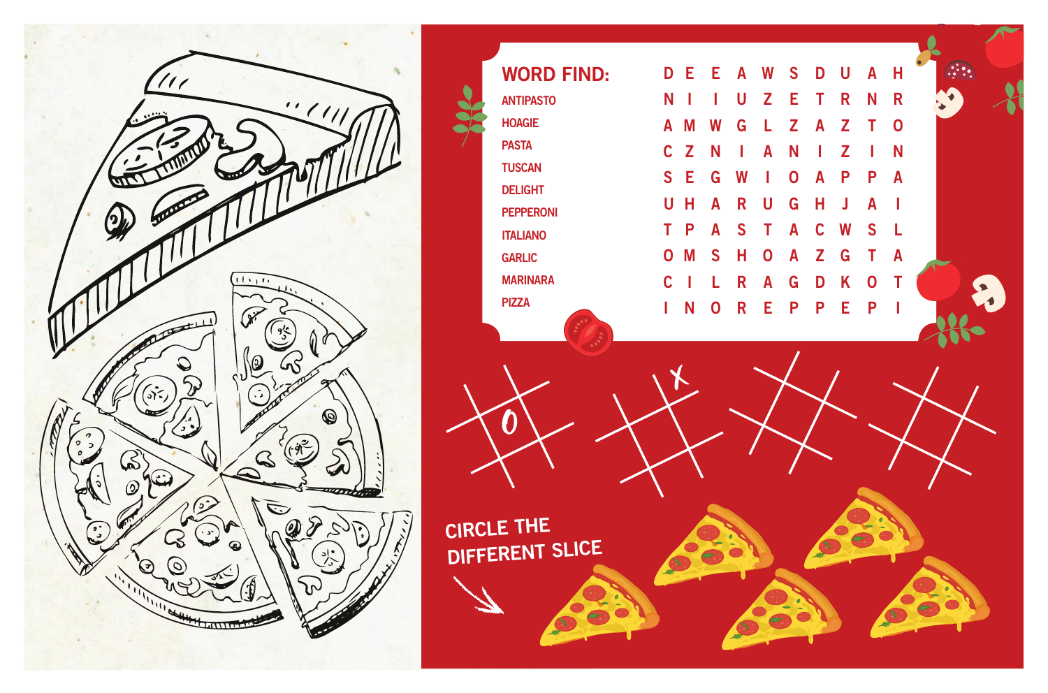## WORD FIND:

- ANTIPASTO
- HOAGIE
- PASTA
- TUSCAN
- DELIGHT
- PEPPERONI
- ITALIANO
- GARLIC
- MARINARA
- PIZZA

| | | | | | | | | | |
|---|---|---|---|---|---|---|---|---|---|
| D | E | E | A | W | S | D | U | A | H |
| N | I | I | U | Z | E | T | R | N | R |
| A | M | W | G | L | Z | A | Z | T | O |
| C | Z | N | I | A | N | I | Z | I | N |
| S | E | G | W | I | O | A | P | P | A |
| U | H | A | R | U | G | H | J | A | I |
| T | P | A | S | T | A | C | W | S | L |
| O | M | S | H | O | A | Z | G | T | A |
| C | I | L | R | A | G | D | K | O | T |
| I | N | O | R | E | P | P | E | P | I |

O

X

CIRCLE THE DIFFERENT SLICE